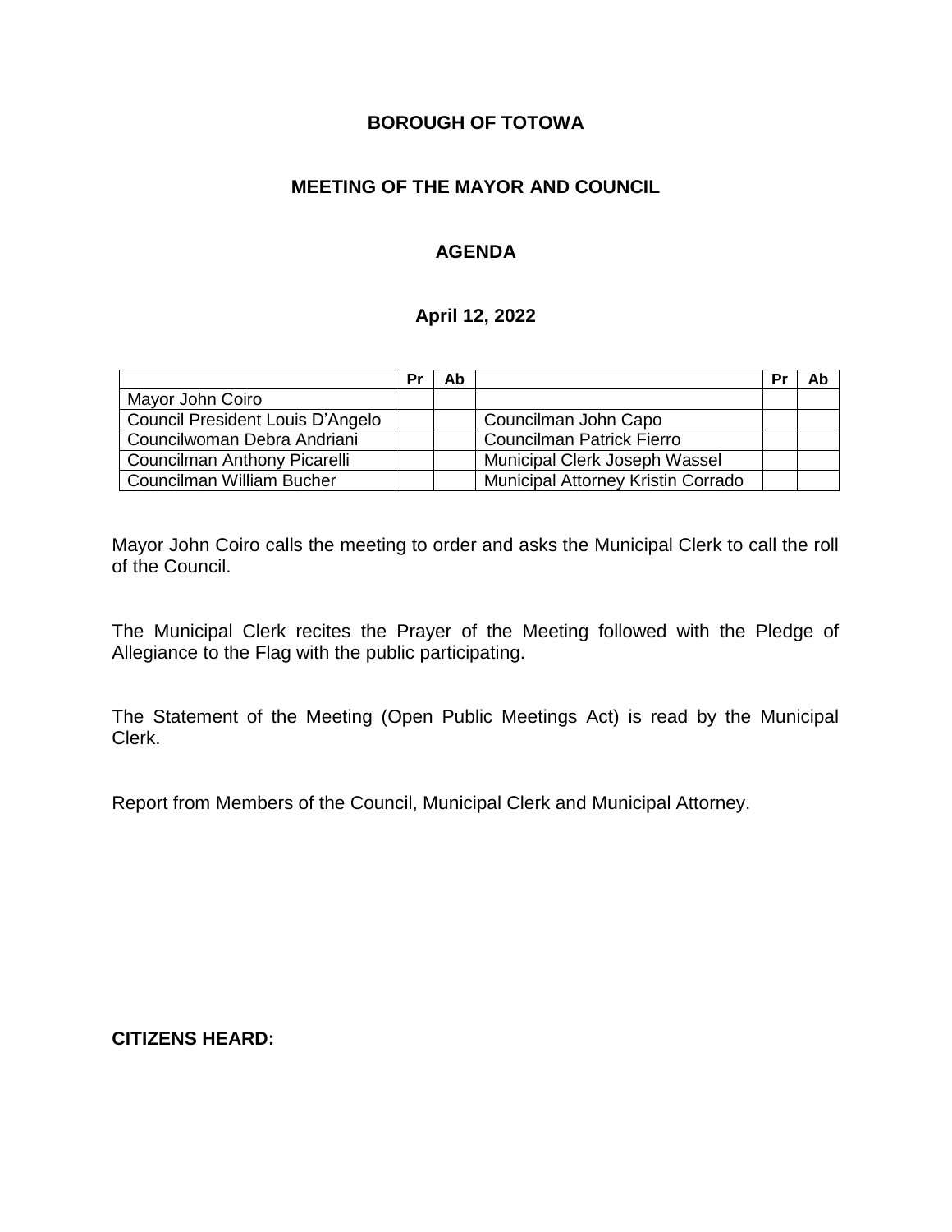# BOROUGH OF TOTOWA

## MEETING OF THE MAYOR AND COUNCIL

### AGENDA

### April 12, 2022

| | Pr | Ab | | Pr | Ab |
|---|---|---|---|---|---|
| Mayor John Coiro | | | | | |
| Council President Louis D'Angelo | | | Councilman John Capo | | |
| Councilwoman Debra Andriani | | | Councilman Patrick Fierro | | |
| Councilman Anthony Picarelli | | | Municipal Clerk Joseph Wassel | | |
| Councilman William Bucher | | | Municipal Attorney Kristin Corrado | | |

Mayor John Coiro calls the meeting to order and asks the Municipal Clerk to call the roll of the Council.

The Municipal Clerk recites the Prayer of the Meeting followed with the Pledge of Allegiance to the Flag with the public participating.

The Statement of the Meeting (Open Public Meetings Act) is read by the Municipal Clerk.

Report from Members of the Council, Municipal Clerk and Municipal Attorney.

**CITIZENS HEARD:**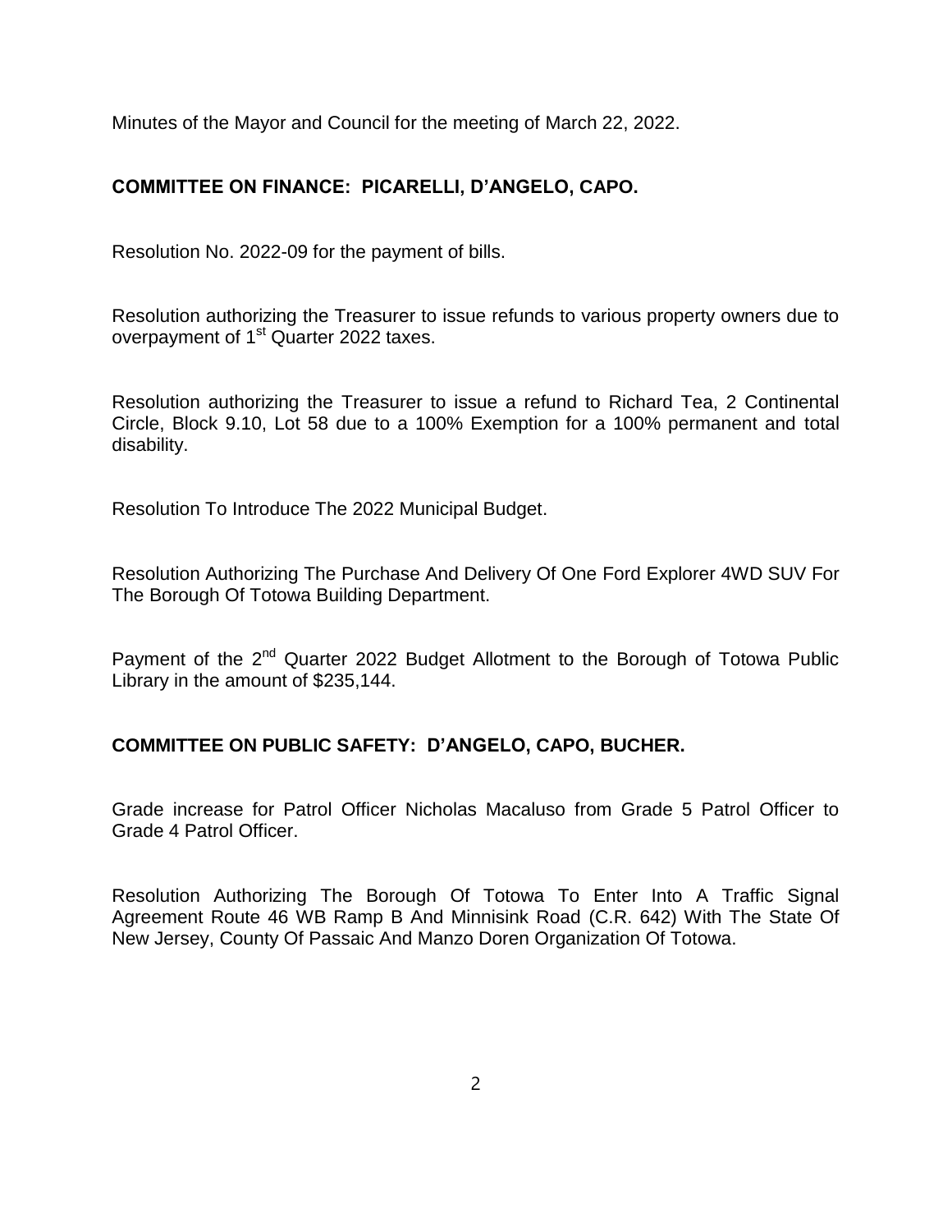Minutes of the Mayor and Council for the meeting of March 22, 2022.

**COMMITTEE ON FINANCE: PICARELLI, D'ANGELO, CAPO.**

Resolution No. 2022-09 for the payment of bills.

Resolution authorizing the Treasurer to issue refunds to various property owners due to overpayment of 1st Quarter 2022 taxes.

Resolution authorizing the Treasurer to issue a refund to Richard Tea, 2 Continental Circle, Block 9.10, Lot 58 due to a 100% Exemption for a 100% permanent and total disability.

Resolution To Introduce The 2022 Municipal Budget.

Resolution Authorizing The Purchase And Delivery Of One Ford Explorer 4WD SUV For The Borough Of Totowa Building Department.

Payment of the 2nd Quarter 2022 Budget Allotment to the Borough of Totowa Public Library in the amount of $235,144.

**COMMITTEE ON PUBLIC SAFETY: D'ANGELO, CAPO, BUCHER.**

Grade increase for Patrol Officer Nicholas Macaluso from Grade 5 Patrol Officer to Grade 4 Patrol Officer.

Resolution Authorizing The Borough Of Totowa To Enter Into A Traffic Signal Agreement Route 46 WB Ramp B And Minnisink Road (C.R. 642) With The State Of New Jersey, County Of Passaic And Manzo Doren Organization Of Totowa.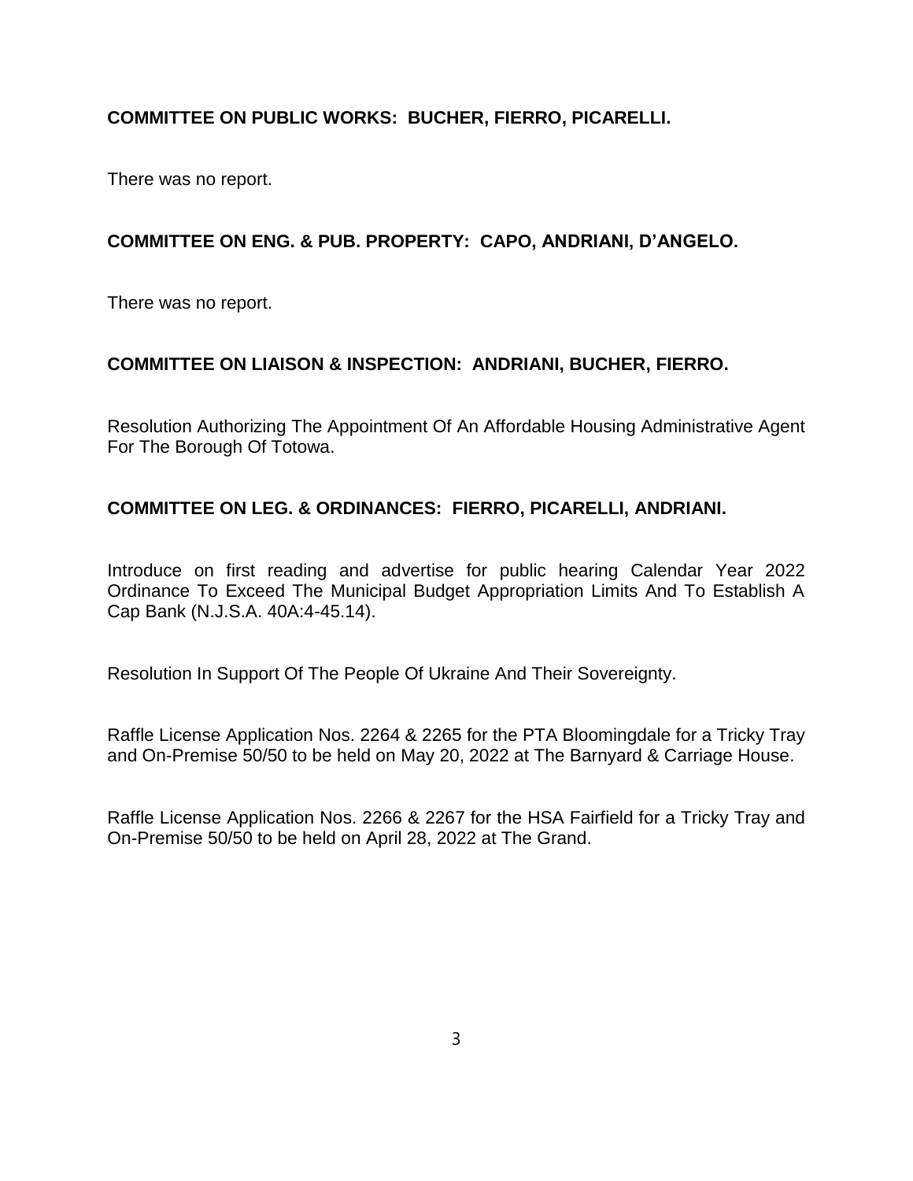**COMMITTEE ON PUBLIC WORKS: BUCHER, FIERRO, PICARELLI.**

There was no report.

**COMMITTEE ON ENG. & PUB. PROPERTY: CAPO, ANDRIANI, D'ANGELO.**

There was no report.

**COMMITTEE ON LIAISON & INSPECTION: ANDRIANI, BUCHER, FIERRO.**

Resolution Authorizing The Appointment Of An Affordable Housing Administrative Agent For The Borough Of Totowa.

**COMMITTEE ON LEG. & ORDINANCES: FIERRO, PICARELLI, ANDRIANI.**

Introduce on first reading and advertise for public hearing Calendar Year 2022 Ordinance To Exceed The Municipal Budget Appropriation Limits And To Establish A Cap Bank (N.J.S.A. 40A:4-45.14).

Resolution In Support Of The People Of Ukraine And Their Sovereignty.

Raffle License Application Nos. 2264 & 2265 for the PTA Bloomingdale for a Tricky Tray and On-Premise 50/50 to be held on May 20, 2022 at The Barnyard & Carriage House.

Raffle License Application Nos. 2266 & 2267 for the HSA Fairfield for a Tricky Tray and On-Premise 50/50 to be held on April 28, 2022 at The Grand.